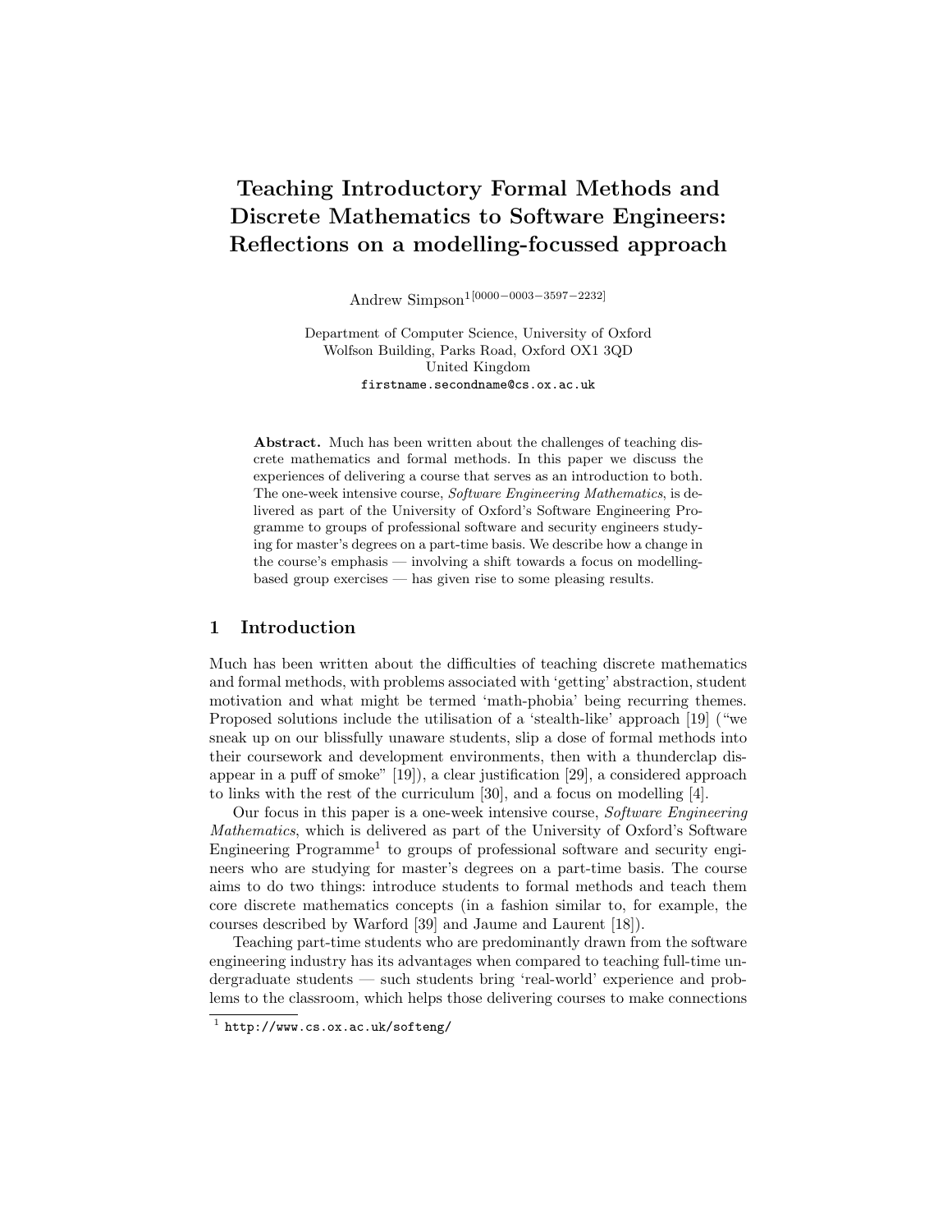# Teaching Introductory Formal Methods and Discrete Mathematics to Software Engineers: Reflections on a modelling-focussed approach

Andrew Simpson[1][0000−0003−3597−2232]

Department of Computer Science, University of Oxford
Wolfson Building, Parks Road, Oxford OX1 3QD
United Kingdom
firstname.secondname@cs.ox.ac.uk

**Abstract.** Much has been written about the challenges of teaching discrete mathematics and formal methods. In this paper we discuss the experiences of delivering a course that serves as an introduction to both. The one-week intensive course, *Software Engineering Mathematics*, is delivered as part of the University of Oxford's Software Engineering Programme to groups of professional software and security engineers studying for master's degrees on a part-time basis. We describe how a change in the course's emphasis — involving a shift towards a focus on modelling-based group exercises — has given rise to some pleasing results.

## 1 Introduction

Much has been written about the difficulties of teaching discrete mathematics and formal methods, with problems associated with 'getting' abstraction, student motivation and what might be termed 'math-phobia' being recurring themes. Proposed solutions include the utilisation of a 'stealth-like' approach [19] ("we sneak up on our blissfully unaware students, slip a dose of formal methods into their coursework and development environments, then with a thunderclap disappear in a puff of smoke" [19]), a clear justification [29], a considered approach to links with the rest of the curriculum [30], and a focus on modelling [4].

Our focus in this paper is a one-week intensive course, *Software Engineering Mathematics*, which is delivered as part of the University of Oxford's Software Engineering Programme[1] to groups of professional software and security engineers who are studying for master's degrees on a part-time basis. The course aims to do two things: introduce students to formal methods and teach them core discrete mathematics concepts (in a fashion similar to, for example, the courses described by Warford [39] and Jaume and Laurent [18]).

Teaching part-time students who are predominantly drawn from the software engineering industry has its advantages when compared to teaching full-time undergraduate students — such students bring 'real-world' experience and problems to the classroom, which helps those delivering courses to make connections

[1] http://www.cs.ox.ac.uk/softeng/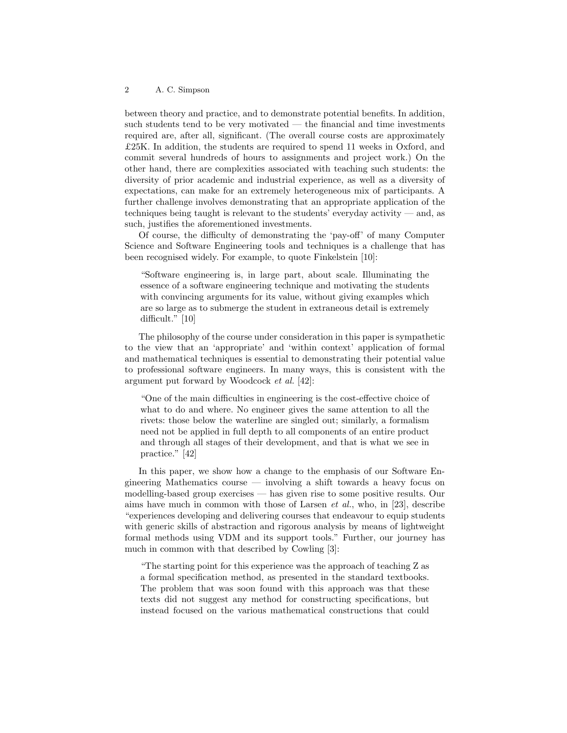between theory and practice, and to demonstrate potential benefits. In addition, such students tend to be very motivated — the financial and time investments required are, after all, significant. (The overall course costs are approximately £25K. In addition, the students are required to spend 11 weeks in Oxford, and commit several hundreds of hours to assignments and project work.) On the other hand, there are complexities associated with teaching such students: the diversity of prior academic and industrial experience, as well as a diversity of expectations, can make for an extremely heterogeneous mix of participants. A further challenge involves demonstrating that an appropriate application of the techniques being taught is relevant to the students' everyday activity — and, as such, justifies the aforementioned investments.

Of course, the difficulty of demonstrating the 'pay-off' of many Computer Science and Software Engineering tools and techniques is a challenge that has been recognised widely. For example, to quote Finkelstein [10]:

> "Software engineering is, in large part, about scale. Illuminating the essence of a software engineering technique and motivating the students with convincing arguments for its value, without giving examples which are so large as to submerge the student in extraneous detail is extremely difficult." [10]

The philosophy of the course under consideration in this paper is sympathetic to the view that an 'appropriate' and 'within context' application of formal and mathematical techniques is essential to demonstrating their potential value to professional software engineers. In many ways, this is consistent with the argument put forward by Woodcock *et al.* [42]:

> "One of the main difficulties in engineering is the cost-effective choice of what to do and where. No engineer gives the same attention to all the rivets: those below the waterline are singled out; similarly, a formalism need not be applied in full depth to all components of an entire product and through all stages of their development, and that is what we see in practice." [42]

In this paper, we show how a change to the emphasis of our Software Engineering Mathematics course — involving a shift towards a heavy focus on modelling-based group exercises — has given rise to some positive results. Our aims have much in common with those of Larsen *et al.*, who, in [23], describe "experiences developing and delivering courses that endeavour to equip students with generic skills of abstraction and rigorous analysis by means of lightweight formal methods using VDM and its support tools." Further, our journey has much in common with that described by Cowling [3]:

> "The starting point for this experience was the approach of teaching Z as a formal specification method, as presented in the standard textbooks. The problem that was soon found with this approach was that these texts did not suggest any method for constructing specifications, but instead focused on the various mathematical constructions that could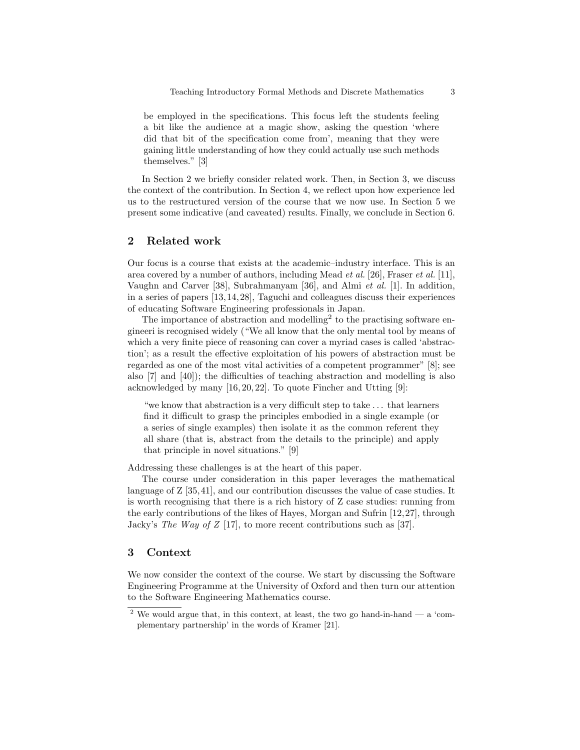be employed in the specifications. This focus left the students feeling a bit like the audience at a magic show, asking the question 'where did that bit of the specification come from', meaning that they were gaining little understanding of how they could actually use such methods themselves." [3]

In Section 2 we briefly consider related work. Then, in Section 3, we discuss the context of the contribution. In Section 4, we reflect upon how experience led us to the restructured version of the course that we now use. In Section 5 we present some indicative (and caveated) results. Finally, we conclude in Section 6.

## 2 Related work

Our focus is a course that exists at the academic–industry interface. This is an area covered by a number of authors, including Mead *et al.* [26], Fraser *et al.* [11], Vaughn and Carver [38], Subrahmanyam [36], and Almi *et al.* [1]. In addition, in a series of papers [13,14,28], Taguchi and colleagues discuss their experiences of educating Software Engineering professionals in Japan.

The importance of abstraction and modelling[2] to the practising software engineeri is recognised widely ("We all know that the only mental tool by means of which a very finite piece of reasoning can cover a myriad cases is called 'abstraction'; as a result the effective exploitation of his powers of abstraction must be regarded as one of the most vital activities of a competent programmer" [8]; see also [7] and [40]); the difficulties of teaching abstraction and modelling is also acknowledged by many [16,20,22]. To quote Fincher and Utting [9]:

> "we know that abstraction is a very difficult step to take ... that learners find it difficult to grasp the principles embodied in a single example (or a series of single examples) then isolate it as the common referent they all share (that is, abstract from the details to the principle) and apply that principle in novel situations." [9]

Addressing these challenges is at the heart of this paper.

The course under consideration in this paper leverages the mathematical language of Z [35,41], and our contribution discusses the value of case studies. It is worth recognising that there is a rich history of Z case studies: running from the early contributions of the likes of Hayes, Morgan and Sufrin [12,27], through Jacky's *The Way of Z* [17], to more recent contributions such as [37].

## 3 Context

We now consider the context of the course. We start by discussing the Software Engineering Programme at the University of Oxford and then turn our attention to the Software Engineering Mathematics course.

[2] We would argue that, in this context, at least, the two go hand-in-hand — a 'complementary partnership' in the words of Kramer [21].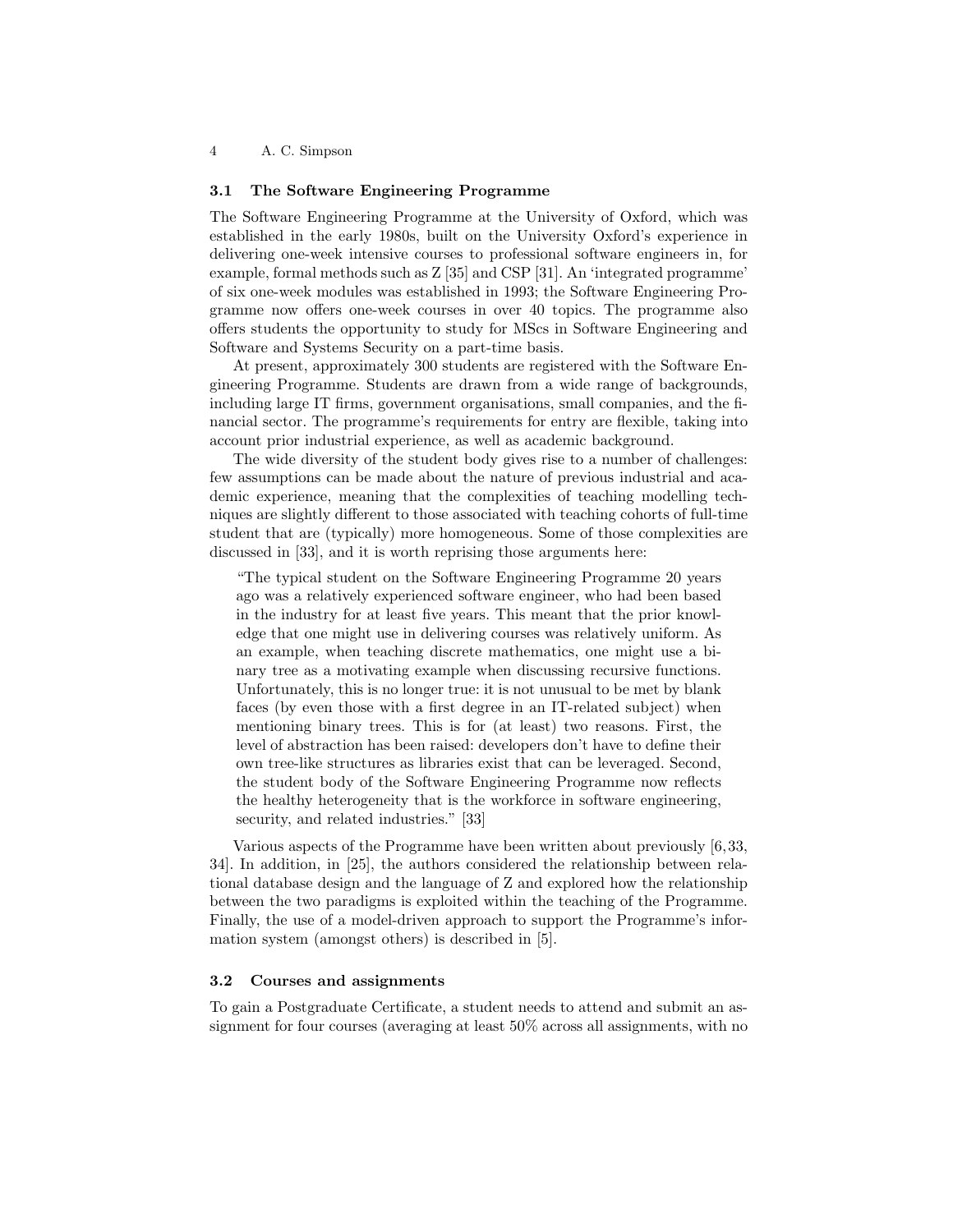### 3.1 The Software Engineering Programme

The Software Engineering Programme at the University of Oxford, which was established in the early 1980s, built on the University Oxford's experience in delivering one-week intensive courses to professional software engineers in, for example, formal methods such as Z [35] and CSP [31]. An 'integrated programme' of six one-week modules was established in 1993; the Software Engineering Programme now offers one-week courses in over 40 topics. The programme also offers students the opportunity to study for MScs in Software Engineering and Software and Systems Security on a part-time basis.

At present, approximately 300 students are registered with the Software Engineering Programme. Students are drawn from a wide range of backgrounds, including large IT firms, government organisations, small companies, and the financial sector. The programme's requirements for entry are flexible, taking into account prior industrial experience, as well as academic background.

The wide diversity of the student body gives rise to a number of challenges: few assumptions can be made about the nature of previous industrial and academic experience, meaning that the complexities of teaching modelling techniques are slightly different to those associated with teaching cohorts of full-time student that are (typically) more homogeneous. Some of those complexities are discussed in [33], and it is worth reprising those arguments here:

> "The typical student on the Software Engineering Programme 20 years ago was a relatively experienced software engineer, who had been based in the industry for at least five years. This meant that the prior knowledge that one might use in delivering courses was relatively uniform. As an example, when teaching discrete mathematics, one might use a binary tree as a motivating example when discussing recursive functions. Unfortunately, this is no longer true: it is not unusual to be met by blank faces (by even those with a first degree in an IT-related subject) when mentioning binary trees. This is for (at least) two reasons. First, the level of abstraction has been raised: developers don't have to define their own tree-like structures as libraries exist that can be leveraged. Second, the student body of the Software Engineering Programme now reflects the healthy heterogeneity that is the workforce in software engineering, security, and related industries." [33]

Various aspects of the Programme have been written about previously [6, 33, 34]. In addition, in [25], the authors considered the relationship between relational database design and the language of Z and explored how the relationship between the two paradigms is exploited within the teaching of the Programme. Finally, the use of a model-driven approach to support the Programme's information system (amongst others) is described in [5].

### 3.2 Courses and assignments

To gain a Postgraduate Certificate, a student needs to attend and submit an assignment for four courses (averaging at least 50% across all assignments, with no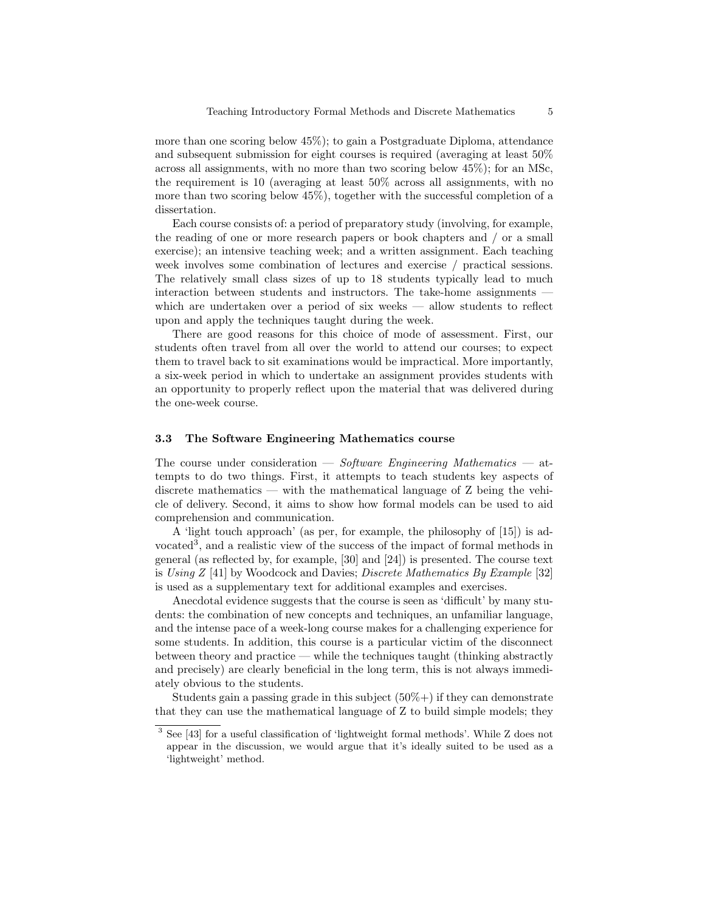more than one scoring below 45%); to gain a Postgraduate Diploma, attendance and subsequent submission for eight courses is required (averaging at least 50% across all assignments, with no more than two scoring below 45%); for an MSc, the requirement is 10 (averaging at least 50% across all assignments, with no more than two scoring below 45%), together with the successful completion of a dissertation.

Each course consists of: a period of preparatory study (involving, for example, the reading of one or more research papers or book chapters and / or a small exercise); an intensive teaching week; and a written assignment. Each teaching week involves some combination of lectures and exercise / practical sessions. The relatively small class sizes of up to 18 students typically lead to much interaction between students and instructors. The take-home assignments — which are undertaken over a period of six weeks — allow students to reflect upon and apply the techniques taught during the week.

There are good reasons for this choice of mode of assessment. First, our students often travel from all over the world to attend our courses; to expect them to travel back to sit examinations would be impractical. More importantly, a six-week period in which to undertake an assignment provides students with an opportunity to properly reflect upon the material that was delivered during the one-week course.

### 3.3 The Software Engineering Mathematics course

The course under consideration — *Software Engineering Mathematics* — attempts to do two things. First, it attempts to teach students key aspects of discrete mathematics — with the mathematical language of Z being the vehicle of delivery. Second, it aims to show how formal models can be used to aid comprehension and communication.

A 'light touch approach' (as per, for example, the philosophy of [15]) is advocated[3], and a realistic view of the success of the impact of formal methods in general (as reflected by, for example, [30] and [24]) is presented. The course text is *Using Z* [41] by Woodcock and Davies; *Discrete Mathematics By Example* [32] is used as a supplementary text for additional examples and exercises.

Anecdotal evidence suggests that the course is seen as 'difficult' by many students: the combination of new concepts and techniques, an unfamiliar language, and the intense pace of a week-long course makes for a challenging experience for some students. In addition, this course is a particular victim of the disconnect between theory and practice — while the techniques taught (thinking abstractly and precisely) are clearly beneficial in the long term, this is not always immediately obvious to the students.

Students gain a passing grade in this subject (50%+) if they can demonstrate that they can use the mathematical language of Z to build simple models; they

[3] See [43] for a useful classification of 'lightweight formal methods'. While Z does not appear in the discussion, we would argue that it's ideally suited to be used as a 'lightweight' method.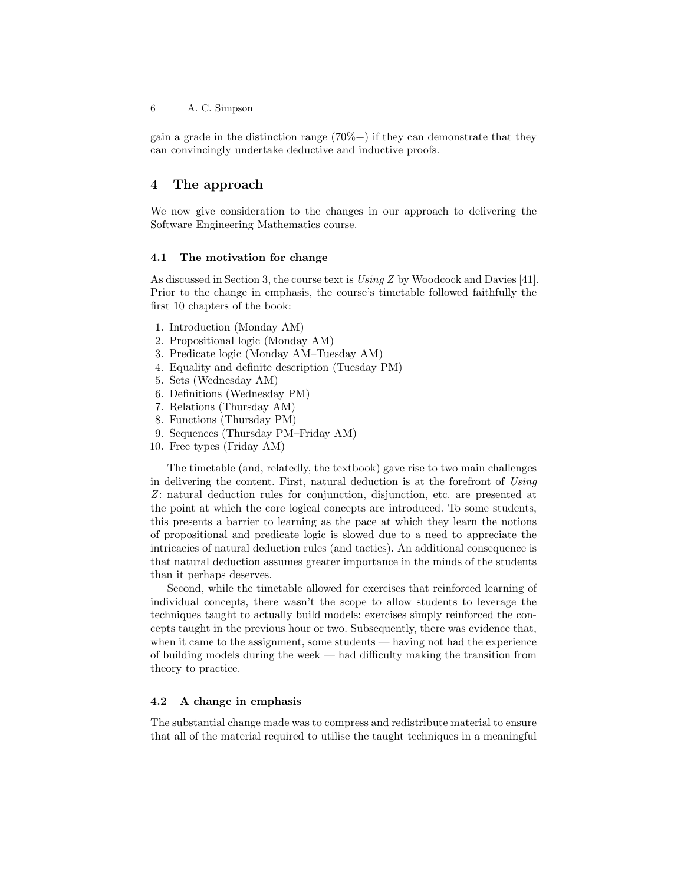gain a grade in the distinction range (70%+) if they can demonstrate that they can convincingly undertake deductive and inductive proofs.

## 4 The approach

We now give consideration to the changes in our approach to delivering the Software Engineering Mathematics course.

### 4.1 The motivation for change

As discussed in Section 3, the course text is *Using Z* by Woodcock and Davies [41]. Prior to the change in emphasis, the course's timetable followed faithfully the first 10 chapters of the book:

1. Introduction (Monday AM)
2. Propositional logic (Monday AM)
3. Predicate logic (Monday AM–Tuesday AM)
4. Equality and definite description (Tuesday PM)
5. Sets (Wednesday AM)
6. Definitions (Wednesday PM)
7. Relations (Thursday AM)
8. Functions (Thursday PM)
9. Sequences (Thursday PM–Friday AM)
10. Free types (Friday AM)

The timetable (and, relatedly, the textbook) gave rise to two main challenges in delivering the content. First, natural deduction is at the forefront of *Using Z*: natural deduction rules for conjunction, disjunction, etc. are presented at the point at which the core logical concepts are introduced. To some students, this presents a barrier to learning as the pace at which they learn the notions of propositional and predicate logic is slowed due to a need to appreciate the intricacies of natural deduction rules (and tactics). An additional consequence is that natural deduction assumes greater importance in the minds of the students than it perhaps deserves.

Second, while the timetable allowed for exercises that reinforced learning of individual concepts, there wasn't the scope to allow students to leverage the techniques taught to actually build models: exercises simply reinforced the concepts taught in the previous hour or two. Subsequently, there was evidence that, when it came to the assignment, some students — having not had the experience of building models during the week — had difficulty making the transition from theory to practice.

### 4.2 A change in emphasis

The substantial change made was to compress and redistribute material to ensure that all of the material required to utilise the taught techniques in a meaningful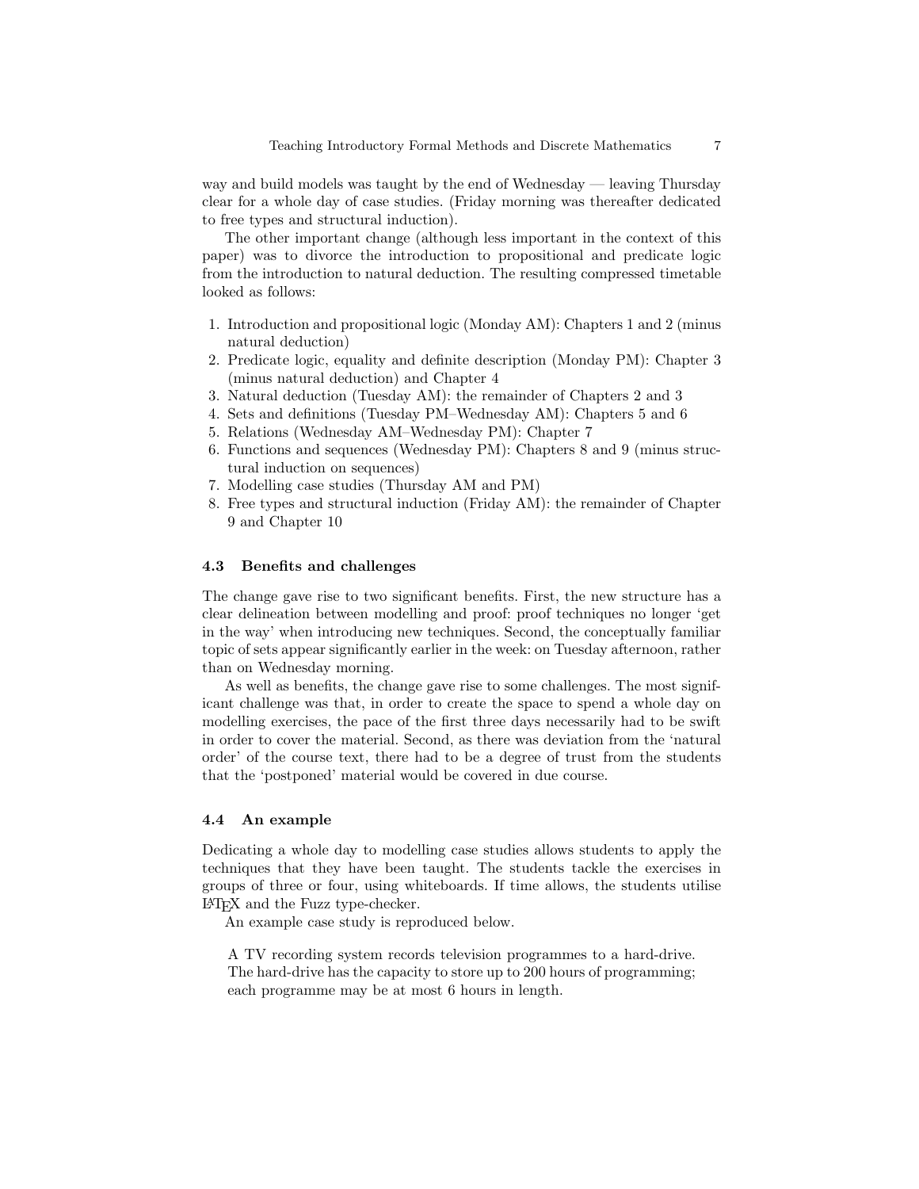way and build models was taught by the end of Wednesday — leaving Thursday clear for a whole day of case studies. (Friday morning was thereafter dedicated to free types and structural induction).

The other important change (although less important in the context of this paper) was to divorce the introduction to propositional and predicate logic from the introduction to natural deduction. The resulting compressed timetable looked as follows:

1. Introduction and propositional logic (Monday AM): Chapters 1 and 2 (minus natural deduction)
2. Predicate logic, equality and definite description (Monday PM): Chapter 3 (minus natural deduction) and Chapter 4
3. Natural deduction (Tuesday AM): the remainder of Chapters 2 and 3
4. Sets and definitions (Tuesday PM–Wednesday AM): Chapters 5 and 6
5. Relations (Wednesday AM–Wednesday PM): Chapter 7
6. Functions and sequences (Wednesday PM): Chapters 8 and 9 (minus structural induction on sequences)
7. Modelling case studies (Thursday AM and PM)
8. Free types and structural induction (Friday AM): the remainder of Chapter 9 and Chapter 10

### 4.3 Benefits and challenges

The change gave rise to two significant benefits. First, the new structure has a clear delineation between modelling and proof: proof techniques no longer 'get in the way' when introducing new techniques. Second, the conceptually familiar topic of sets appear significantly earlier in the week: on Tuesday afternoon, rather than on Wednesday morning.

As well as benefits, the change gave rise to some challenges. The most significant challenge was that, in order to create the space to spend a whole day on modelling exercises, the pace of the first three days necessarily had to be swift in order to cover the material. Second, as there was deviation from the 'natural order' of the course text, there had to be a degree of trust from the students that the 'postponed' material would be covered in due course.

### 4.4 An example

Dedicating a whole day to modelling case studies allows students to apply the techniques that they have been taught. The students tackle the exercises in groups of three or four, using whiteboards. If time allows, the students utilise LaTeX and the Fuzz type-checker.

An example case study is reproduced below.

> A TV recording system records television programmes to a hard-drive. The hard-drive has the capacity to store up to 200 hours of programming; each programme may be at most 6 hours in length.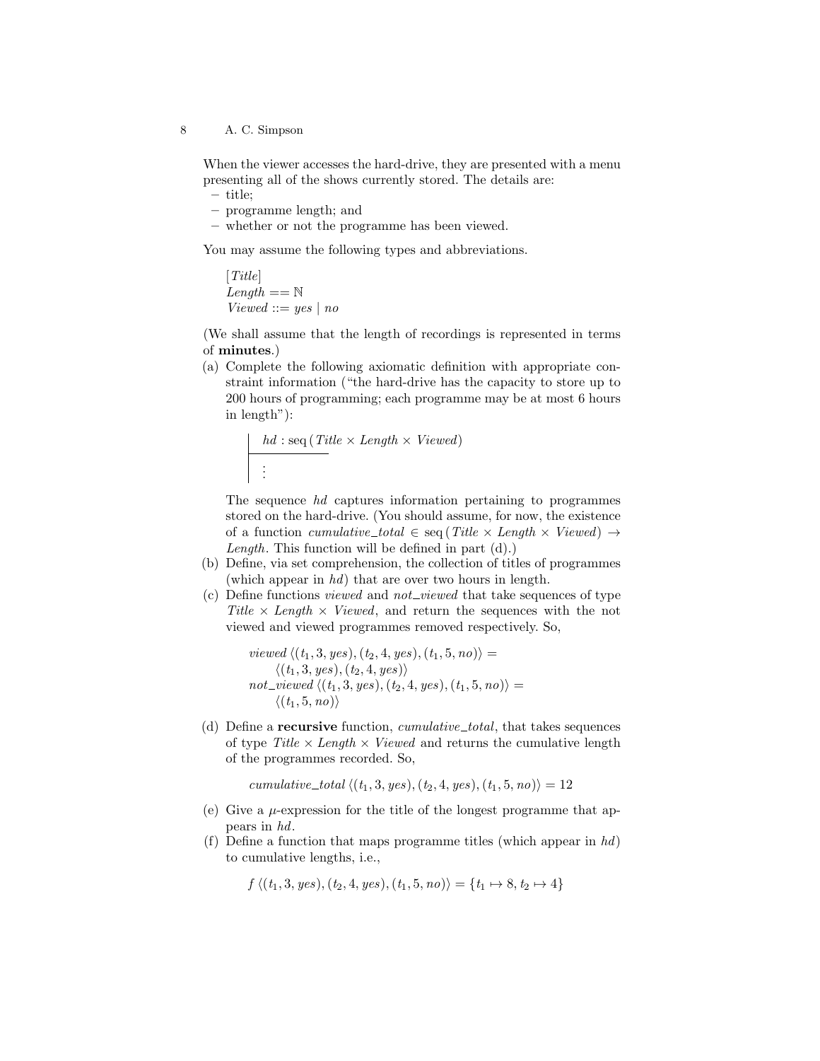When the viewer accesses the hard-drive, they are presented with a menu presenting all of the shows currently stored. The details are:

- title;
- programme length; and
- whether or not the programme has been viewed.

You may assume the following types and abbreviations.

$$[\mathit{Title}]$$
$$\mathit{Length} == \mathbb{N}$$
$$\mathit{Viewed} ::= \mathit{yes} \mid \mathit{no}$$

(We shall assume that the length of recordings is represented in terms of **minutes**.)

(a) Complete the following axiomatic definition with appropriate constraint information ("the hard-drive has the capacity to store up to 200 hours of programming; each programme may be at most 6 hours in length"):

$$\begin{array}{|l} \mathit{hd} : \mathrm{seq}\,(\mathit{Title} \times \mathit{Length} \times \mathit{Viewed}) \\ \hline \vdots \end{array}$$

The sequence $\mathit{hd}$ captures information pertaining to programmes stored on the hard-drive. (You should assume, for now, the existence of a function $\mathit{cumulative\_total} \in \mathrm{seq}\,(\mathit{Title} \times \mathit{Length} \times \mathit{Viewed}) \rightarrow \mathit{Length}$. This function will be defined in part (d).)

(b) Define, via set comprehension, the collection of titles of programmes (which appear in $\mathit{hd}$) that are over two hours in length.

(c) Define functions $\mathit{viewed}$ and $\mathit{not\_viewed}$ that take sequences of type $\mathit{Title} \times \mathit{Length} \times \mathit{Viewed}$, and return the sequences with the not viewed and viewed programmes removed respectively. So,

$$\mathit{viewed}\,\langle (t_1, 3, \mathit{yes}), (t_2, 4, \mathit{yes}), (t_1, 5, \mathit{no}) \rangle = \langle (t_1, 3, \mathit{yes}), (t_2, 4, \mathit{yes}) \rangle$$
$$\mathit{not\_viewed}\,\langle (t_1, 3, \mathit{yes}), (t_2, 4, \mathit{yes}), (t_1, 5, \mathit{no}) \rangle = \langle (t_1, 5, \mathit{no}) \rangle$$

(d) Define a **recursive** function, $\mathit{cumulative\_total}$, that takes sequences of type $\mathit{Title} \times \mathit{Length} \times \mathit{Viewed}$ and returns the cumulative length of the programmes recorded. So,

$$\mathit{cumulative\_total}\,\langle (t_1, 3, \mathit{yes}), (t_2, 4, \mathit{yes}), (t_1, 5, \mathit{no}) \rangle = 12$$

(e) Give a $\mu$-expression for the title of the longest programme that appears in $\mathit{hd}$.

(f) Define a function that maps programme titles (which appear in $\mathit{hd}$) to cumulative lengths, i.e.,

$$f\,\langle (t_1, 3, \mathit{yes}), (t_2, 4, \mathit{yes}), (t_1, 5, \mathit{no}) \rangle = \{t_1 \mapsto 8, t_2 \mapsto 4\}$$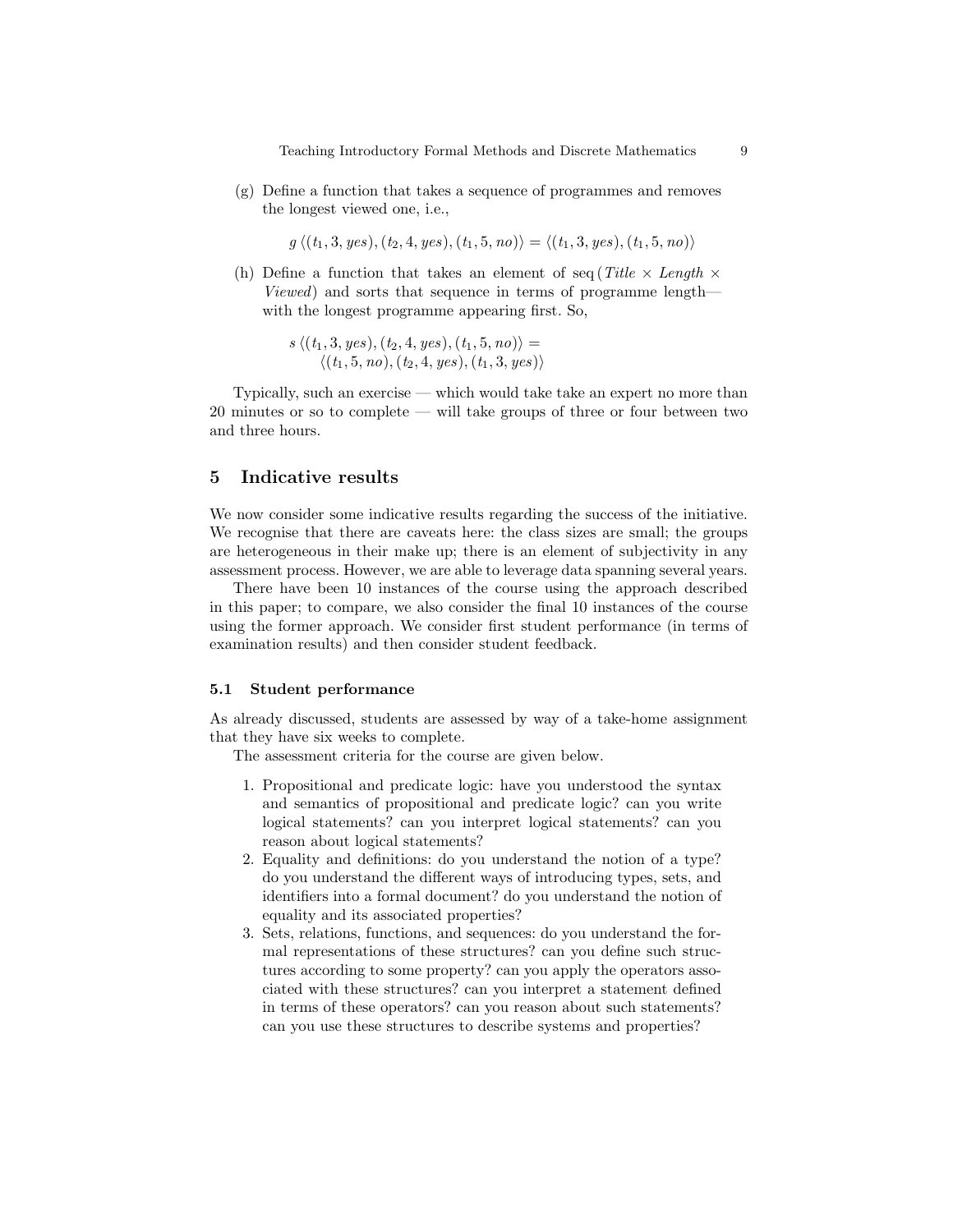(g) Define a function that takes a sequence of programmes and removes the longest viewed one, i.e.,

$$g\,\langle (t_1, 3, \mathit{yes}), (t_2, 4, \mathit{yes}), (t_1, 5, \mathit{no})\rangle = \langle (t_1, 3, \mathit{yes}), (t_1, 5, \mathit{no})\rangle$$

(h) Define a function that takes an element of seq (*Title* × *Length* × *Viewed*) and sorts that sequence in terms of programme length—with the longest programme appearing first. So,

$$s\,\langle (t_1, 3, \mathit{yes}), (t_2, 4, \mathit{yes}), (t_1, 5, \mathit{no})\rangle = \langle (t_1, 5, \mathit{no}), (t_2, 4, \mathit{yes}), (t_1, 3, \mathit{yes})\rangle$$

Typically, such an exercise — which would take take an expert no more than 20 minutes or so to complete — will take groups of three or four between two and three hours.

## 5 Indicative results

We now consider some indicative results regarding the success of the initiative. We recognise that there are caveats here: the class sizes are small; the groups are heterogeneous in their make up; there is an element of subjectivity in any assessment process. However, we are able to leverage data spanning several years.

There have been 10 instances of the course using the approach described in this paper; to compare, we also consider the final 10 instances of the course using the former approach. We consider first student performance (in terms of examination results) and then consider student feedback.

### 5.1 Student performance

As already discussed, students are assessed by way of a take-home assignment that they have six weeks to complete.

The assessment criteria for the course are given below.

1. Propositional and predicate logic: have you understood the syntax and semantics of propositional and predicate logic? can you write logical statements? can you interpret logical statements? can you reason about logical statements?
2. Equality and definitions: do you understand the notion of a type? do you understand the different ways of introducing types, sets, and identifiers into a formal document? do you understand the notion of equality and its associated properties?
3. Sets, relations, functions, and sequences: do you understand the formal representations of these structures? can you define such structures according to some property? can you apply the operators associated with these structures? can you interpret a statement defined in terms of these operators? can you reason about such statements? can you use these structures to describe systems and properties?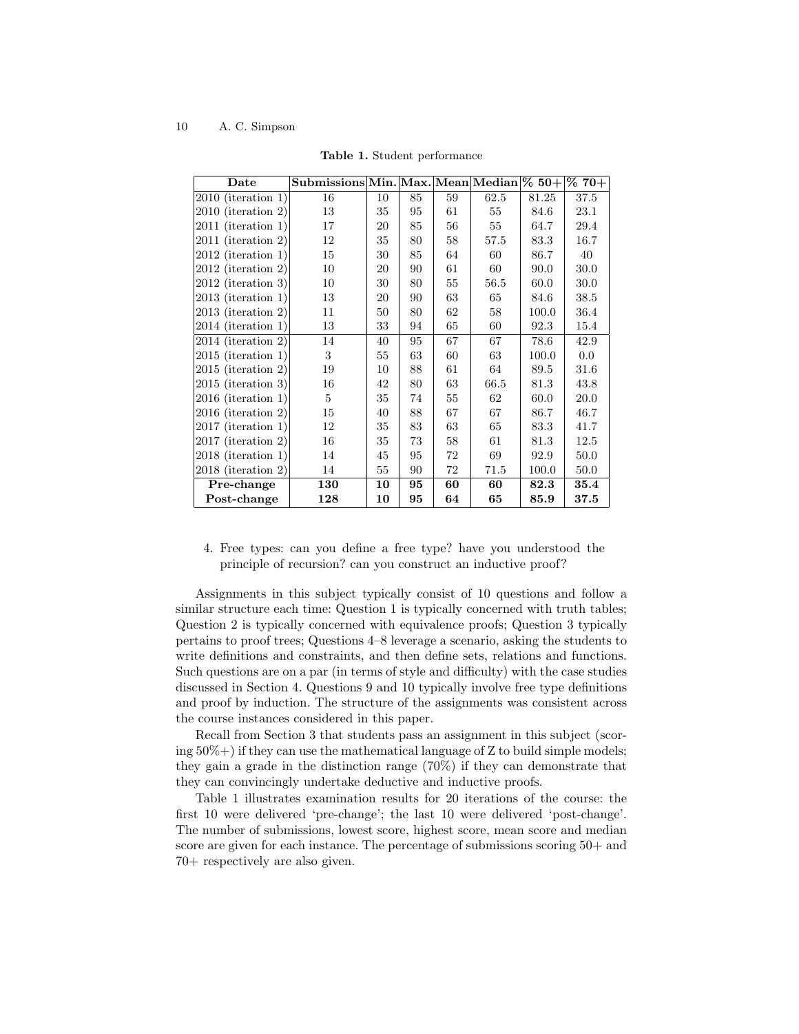**Table 1.** Student performance

| Date | Submissions | Min. | Max. | Mean | Median | % 50+ | % 70+ |
|---|---|---|---|---|---|---|---|
| 2010 (iteration 1) | 16 | 10 | 85 | 59 | 62.5 | 81.25 | 37.5 |
| 2010 (iteration 2) | 13 | 35 | 95 | 61 | 55 | 84.6 | 23.1 |
| 2011 (iteration 1) | 17 | 20 | 85 | 56 | 55 | 64.7 | 29.4 |
| 2011 (iteration 2) | 12 | 35 | 80 | 58 | 57.5 | 83.3 | 16.7 |
| 2012 (iteration 1) | 15 | 30 | 85 | 64 | 60 | 86.7 | 40 |
| 2012 (iteration 2) | 10 | 20 | 90 | 61 | 60 | 90.0 | 30.0 |
| 2012 (iteration 3) | 10 | 30 | 80 | 55 | 56.5 | 60.0 | 30.0 |
| 2013 (iteration 1) | 13 | 20 | 90 | 63 | 65 | 84.6 | 38.5 |
| 2013 (iteration 2) | 11 | 50 | 80 | 62 | 58 | 100.0 | 36.4 |
| 2014 (iteration 1) | 13 | 33 | 94 | 65 | 60 | 92.3 | 15.4 |
| 2014 (iteration 2) | 14 | 40 | 95 | 67 | 67 | 78.6 | 42.9 |
| 2015 (iteration 1) | 3 | 55 | 63 | 60 | 63 | 100.0 | 0.0 |
| 2015 (iteration 2) | 19 | 10 | 88 | 61 | 64 | 89.5 | 31.6 |
| 2015 (iteration 3) | 16 | 42 | 80 | 63 | 66.5 | 81.3 | 43.8 |
| 2016 (iteration 1) | 5 | 35 | 74 | 55 | 62 | 60.0 | 20.0 |
| 2016 (iteration 2) | 15 | 40 | 88 | 67 | 67 | 86.7 | 46.7 |
| 2017 (iteration 1) | 12 | 35 | 83 | 63 | 65 | 83.3 | 41.7 |
| 2017 (iteration 2) | 16 | 35 | 73 | 58 | 61 | 81.3 | 12.5 |
| 2018 (iteration 1) | 14 | 45 | 95 | 72 | 69 | 92.9 | 50.0 |
| 2018 (iteration 2) | 14 | 55 | 90 | 72 | 71.5 | 100.0 | 50.0 |
| **Pre-change** | **130** | **10** | **95** | **60** | **60** | **82.3** | **35.4** |
| **Post-change** | **128** | **10** | **95** | **64** | **65** | **85.9** | **37.5** |

4. Free types: can you define a free type? have you understood the principle of recursion? can you construct an inductive proof?

Assignments in this subject typically consist of 10 questions and follow a similar structure each time: Question 1 is typically concerned with truth tables; Question 2 is typically concerned with equivalence proofs; Question 3 typically pertains to proof trees; Questions 4–8 leverage a scenario, asking the students to write definitions and constraints, and then define sets, relations and functions. Such questions are on a par (in terms of style and difficulty) with the case studies discussed in Section 4. Questions 9 and 10 typically involve free type definitions and proof by induction. The structure of the assignments was consistent across the course instances considered in this paper.

Recall from Section 3 that students pass an assignment in this subject (scoring 50%+) if they can use the mathematical language of Z to build simple models; they gain a grade in the distinction range (70%) if they can demonstrate that they can convincingly undertake deductive and inductive proofs.

Table 1 illustrates examination results for 20 iterations of the course: the first 10 were delivered 'pre-change'; the last 10 were delivered 'post-change'. The number of submissions, lowest score, highest score, mean score and median score are given for each instance. The percentage of submissions scoring 50+ and 70+ respectively are also given.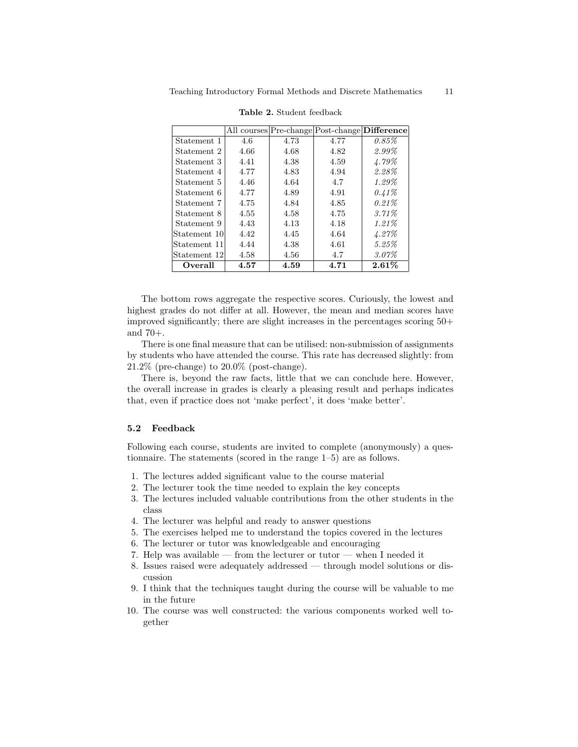**Table 2.** Student feedback

| | All courses | Pre-change | Post-change | **Difference** |
|---|---|---|---|---|
| Statement 1 | 4.6 | 4.73 | 4.77 | *0.85%* |
| Statement 2 | 4.66 | 4.68 | 4.82 | *2.99%* |
| Statement 3 | 4.41 | 4.38 | 4.59 | *4.79%* |
| Statement 4 | 4.77 | 4.83 | 4.94 | *2.28%* |
| Statement 5 | 4.46 | 4.64 | 4.7 | *1.29%* |
| Statement 6 | 4.77 | 4.89 | 4.91 | *0.41%* |
| Statement 7 | 4.75 | 4.84 | 4.85 | *0.21%* |
| Statement 8 | 4.55 | 4.58 | 4.75 | *3.71%* |
| Statement 9 | 4.43 | 4.13 | 4.18 | *1.21%* |
| Statement 10 | 4.42 | 4.45 | 4.64 | *4.27%* |
| Statement 11 | 4.44 | 4.38 | 4.61 | *5.25%* |
| Statement 12 | 4.58 | 4.56 | 4.7 | *3.07%* |
| **Overall** | **4.57** | **4.59** | **4.71** | **2.61%** |

The bottom rows aggregate the respective scores. Curiously, the lowest and highest grades do not differ at all. However, the mean and median scores have improved significantly; there are slight increases in the percentages scoring 50+ and 70+.

There is one final measure that can be utilised: non-submission of assignments by students who have attended the course. This rate has decreased slightly: from 21.2% (pre-change) to 20.0% (post-change).

There is, beyond the raw facts, little that we can conclude here. However, the overall increase in grades is clearly a pleasing result and perhaps indicates that, even if practice does not 'make perfect', it does 'make better'.

### 5.2 Feedback

Following each course, students are invited to complete (anonymously) a questionnaire. The statements (scored in the range 1–5) are as follows.

1. The lectures added significant value to the course material
2. The lecturer took the time needed to explain the key concepts
3. The lectures included valuable contributions from the other students in the class
4. The lecturer was helpful and ready to answer questions
5. The exercises helped me to understand the topics covered in the lectures
6. The lecturer or tutor was knowledgeable and encouraging
7. Help was available — from the lecturer or tutor — when I needed it
8. Issues raised were adequately addressed — through model solutions or discussion
9. I think that the techniques taught during the course will be valuable to me in the future
10. The course was well constructed: the various components worked well together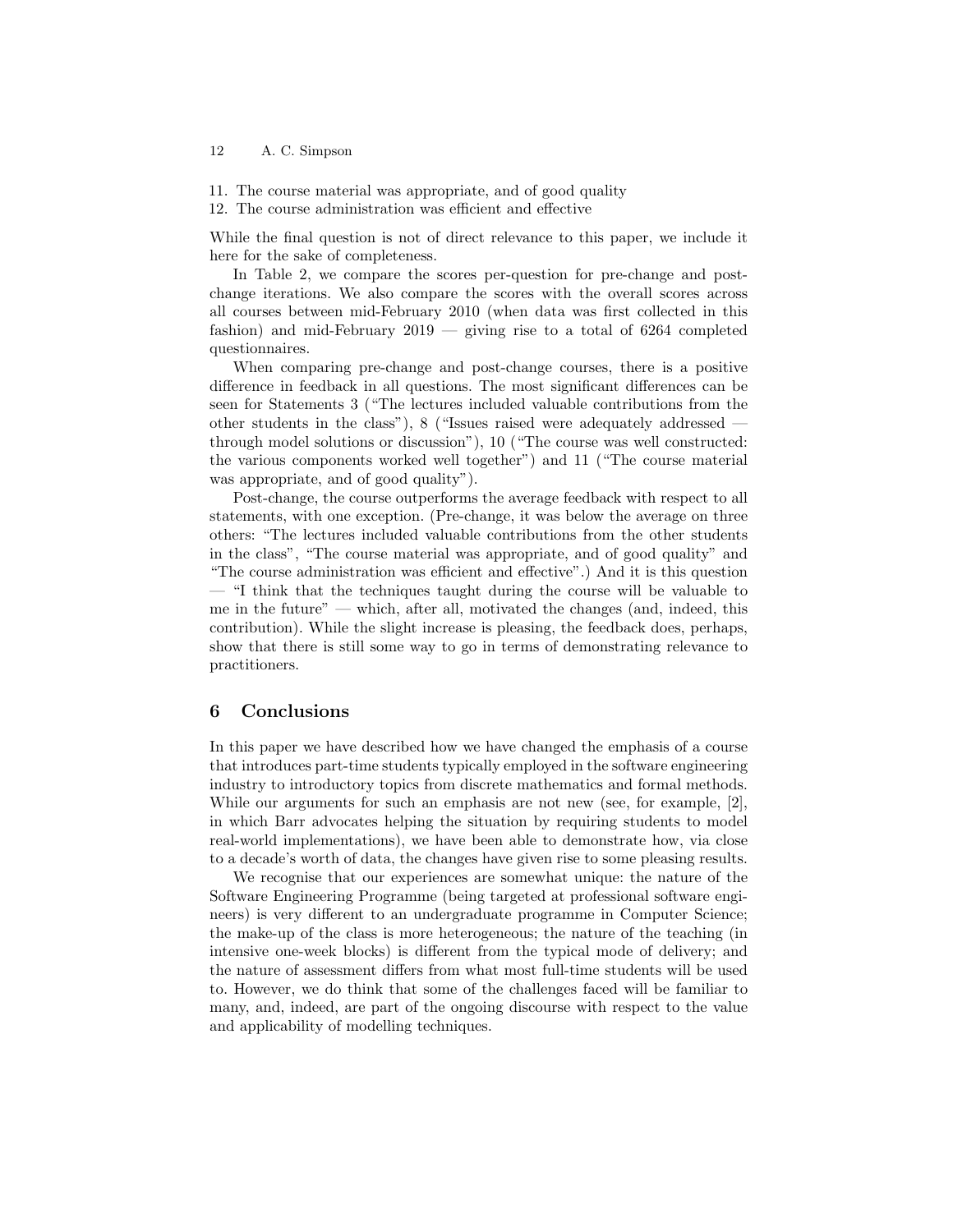11. The course material was appropriate, and of good quality
12. The course administration was efficient and effective

While the final question is not of direct relevance to this paper, we include it here for the sake of completeness.

In Table 2, we compare the scores per-question for pre-change and post-change iterations. We also compare the scores with the overall scores across all courses between mid-February 2010 (when data was first collected in this fashion) and mid-February 2019 — giving rise to a total of 6264 completed questionnaires.

When comparing pre-change and post-change courses, there is a positive difference in feedback in all questions. The most significant differences can be seen for Statements 3 ("The lectures included valuable contributions from the other students in the class"), 8 ("Issues raised were adequately addressed — through model solutions or discussion"), 10 ("The course was well constructed: the various components worked well together") and 11 ("The course material was appropriate, and of good quality").

Post-change, the course outperforms the average feedback with respect to all statements, with one exception. (Pre-change, it was below the average on three others: "The lectures included valuable contributions from the other students in the class", "The course material was appropriate, and of good quality" and "The course administration was efficient and effective".) And it is this question — "I think that the techniques taught during the course will be valuable to me in the future" — which, after all, motivated the changes (and, indeed, this contribution). While the slight increase is pleasing, the feedback does, perhaps, show that there is still some way to go in terms of demonstrating relevance to practitioners.

## 6 Conclusions

In this paper we have described how we have changed the emphasis of a course that introduces part-time students typically employed in the software engineering industry to introductory topics from discrete mathematics and formal methods. While our arguments for such an emphasis are not new (see, for example, [2], in which Barr advocates helping the situation by requiring students to model real-world implementations), we have been able to demonstrate how, via close to a decade's worth of data, the changes have given rise to some pleasing results.

We recognise that our experiences are somewhat unique: the nature of the Software Engineering Programme (being targeted at professional software engineers) is very different to an undergraduate programme in Computer Science; the make-up of the class is more heterogeneous; the nature of the teaching (in intensive one-week blocks) is different from the typical mode of delivery; and the nature of assessment differs from what most full-time students will be used to. However, we do think that some of the challenges faced will be familiar to many, and, indeed, are part of the ongoing discourse with respect to the value and applicability of modelling techniques.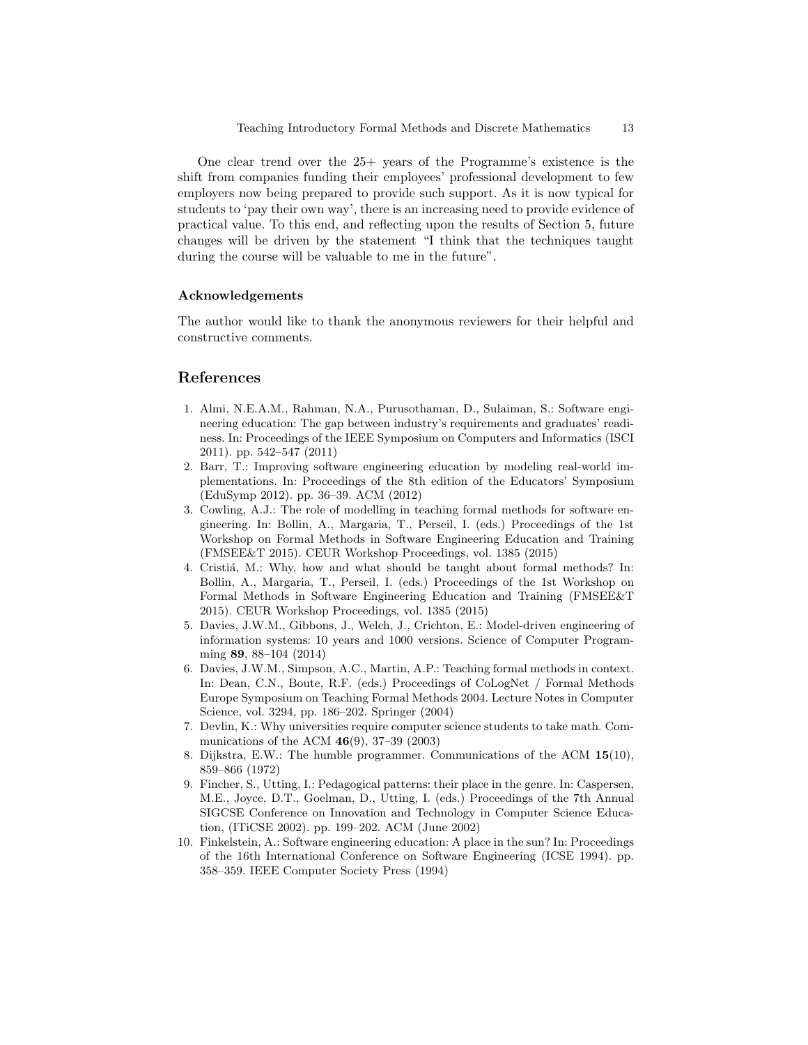One clear trend over the 25+ years of the Programme's existence is the shift from companies funding their employees' professional development to few employers now being prepared to provide such support. As it is now typical for students to 'pay their own way', there is an increasing need to provide evidence of practical value. To this end, and reflecting upon the results of Section 5, future changes will be driven by the statement "I think that the techniques taught during the course will be valuable to me in the future".

### Acknowledgements

The author would like to thank the anonymous reviewers for their helpful and constructive comments.

## References

1. Almi, N.E.A.M., Rahman, N.A., Purusothaman, D., Sulaiman, S.: Software engineering education: The gap between industry's requirements and graduates' readiness. In: Proceedings of the IEEE Symposium on Computers and Informatics (ISCI 2011). pp. 542–547 (2011)
2. Barr, T.: Improving software engineering education by modeling real-world implementations. In: Proceedings of the 8th edition of the Educators' Symposium (EduSymp 2012). pp. 36–39. ACM (2012)
3. Cowling, A.J.: The role of modelling in teaching formal methods for software engineering. In: Bollin, A., Margaria, T., Perseil, I. (eds.) Proceedings of the 1st Workshop on Formal Methods in Software Engineering Education and Training (FMSEE&T 2015). CEUR Workshop Proceedings, vol. 1385 (2015)
4. Cristiá, M.: Why, how and what should be taught about formal methods? In: Bollin, A., Margaria, T., Perseil, I. (eds.) Proceedings of the 1st Workshop on Formal Methods in Software Engineering Education and Training (FMSEE&T 2015). CEUR Workshop Proceedings, vol. 1385 (2015)
5. Davies, J.W.M., Gibbons, J., Welch, J., Crichton, E.: Model-driven engineering of information systems: 10 years and 1000 versions. Science of Computer Programming **89**, 88–104 (2014)
6. Davies, J.W.M., Simpson, A.C., Martin, A.P.: Teaching formal methods in context. In: Dean, C.N., Boute, R.F. (eds.) Proceedings of CoLogNet / Formal Methods Europe Symposium on Teaching Formal Methods 2004. Lecture Notes in Computer Science, vol. 3294, pp. 186–202. Springer (2004)
7. Devlin, K.: Why universities require computer science students to take math. Communications of the ACM **46**(9), 37–39 (2003)
8. Dijkstra, E.W.: The humble programmer. Communications of the ACM **15**(10), 859–866 (1972)
9. Fincher, S., Utting, I.: Pedagogical patterns: their place in the genre. In: Caspersen, M.E., Joyce, D.T., Goelman, D., Utting, I. (eds.) Proceedings of the 7th Annual SIGCSE Conference on Innovation and Technology in Computer Science Education, (ITiCSE 2002). pp. 199–202. ACM (June 2002)
10. Finkelstein, A.: Software engineering education: A place in the sun? In: Proceedings of the 16th International Conference on Software Engineering (ICSE 1994). pp. 358–359. IEEE Computer Society Press (1994)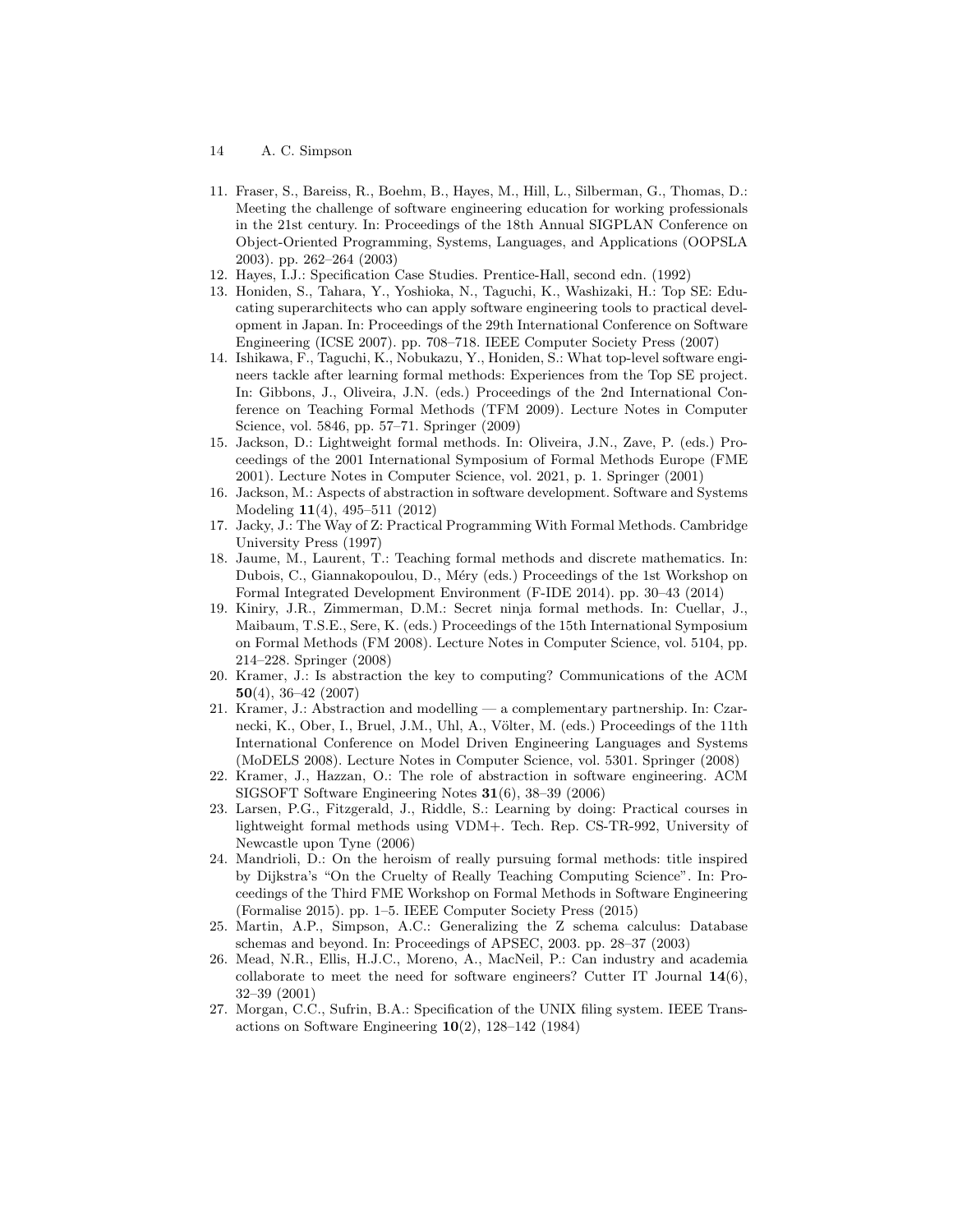11. Fraser, S., Bareiss, R., Boehm, B., Hayes, M., Hill, L., Silberman, G., Thomas, D.: Meeting the challenge of software engineering education for working professionals in the 21st century. In: Proceedings of the 18th Annual SIGPLAN Conference on Object-Oriented Programming, Systems, Languages, and Applications (OOPSLA 2003). pp. 262–264 (2003)
12. Hayes, I.J.: Specification Case Studies. Prentice-Hall, second edn. (1992)
13. Honiden, S., Tahara, Y., Yoshioka, N., Taguchi, K., Washizaki, H.: Top SE: Educating superarchitects who can apply software engineering tools to practical development in Japan. In: Proceedings of the 29th International Conference on Software Engineering (ICSE 2007). pp. 708–718. IEEE Computer Society Press (2007)
14. Ishikawa, F., Taguchi, K., Nobukazu, Y., Honiden, S.: What top-level software engineers tackle after learning formal methods: Experiences from the Top SE project. In: Gibbons, J., Oliveira, J.N. (eds.) Proceedings of the 2nd International Conference on Teaching Formal Methods (TFM 2009). Lecture Notes in Computer Science, vol. 5846, pp. 57–71. Springer (2009)
15. Jackson, D.: Lightweight formal methods. In: Oliveira, J.N., Zave, P. (eds.) Proceedings of the 2001 International Symposium of Formal Methods Europe (FME 2001). Lecture Notes in Computer Science, vol. 2021, p. 1. Springer (2001)
16. Jackson, M.: Aspects of abstraction in software development. Software and Systems Modeling **11**(4), 495–511 (2012)
17. Jacky, J.: The Way of Z: Practical Programming With Formal Methods. Cambridge University Press (1997)
18. Jaume, M., Laurent, T.: Teaching formal methods and discrete mathematics. In: Dubois, C., Giannakopoulou, D., Méry (eds.) Proceedings of the 1st Workshop on Formal Integrated Development Environment (F-IDE 2014). pp. 30–43 (2014)
19. Kiniry, J.R., Zimmerman, D.M.: Secret ninja formal methods. In: Cuellar, J., Maibaum, T.S.E., Sere, K. (eds.) Proceedings of the 15th International Symposium on Formal Methods (FM 2008). Lecture Notes in Computer Science, vol. 5104, pp. 214–228. Springer (2008)
20. Kramer, J.: Is abstraction the key to computing? Communications of the ACM **50**(4), 36–42 (2007)
21. Kramer, J.: Abstraction and modelling — a complementary partnership. In: Czarnecki, K., Ober, I., Bruel, J.M., Uhl, A., Völter, M. (eds.) Proceedings of the 11th International Conference on Model Driven Engineering Languages and Systems (MoDELS 2008). Lecture Notes in Computer Science, vol. 5301. Springer (2008)
22. Kramer, J., Hazzan, O.: The role of abstraction in software engineering. ACM SIGSOFT Software Engineering Notes **31**(6), 38–39 (2006)
23. Larsen, P.G., Fitzgerald, J., Riddle, S.: Learning by doing: Practical courses in lightweight formal methods using VDM+. Tech. Rep. CS-TR-992, University of Newcastle upon Tyne (2006)
24. Mandrioli, D.: On the heroism of really pursuing formal methods: title inspired by Dijkstra's "On the Cruelty of Really Teaching Computing Science". In: Proceedings of the Third FME Workshop on Formal Methods in Software Engineering (Formalise 2015). pp. 1–5. IEEE Computer Society Press (2015)
25. Martin, A.P., Simpson, A.C.: Generalizing the Z schema calculus: Database schemas and beyond. In: Proceedings of APSEC, 2003. pp. 28–37 (2003)
26. Mead, N.R., Ellis, H.J.C., Moreno, A., MacNeil, P.: Can industry and academia collaborate to meet the need for software engineers? Cutter IT Journal **14**(6), 32–39 (2001)
27. Morgan, C.C., Sufrin, B.A.: Specification of the UNIX filing system. IEEE Transactions on Software Engineering **10**(2), 128–142 (1984)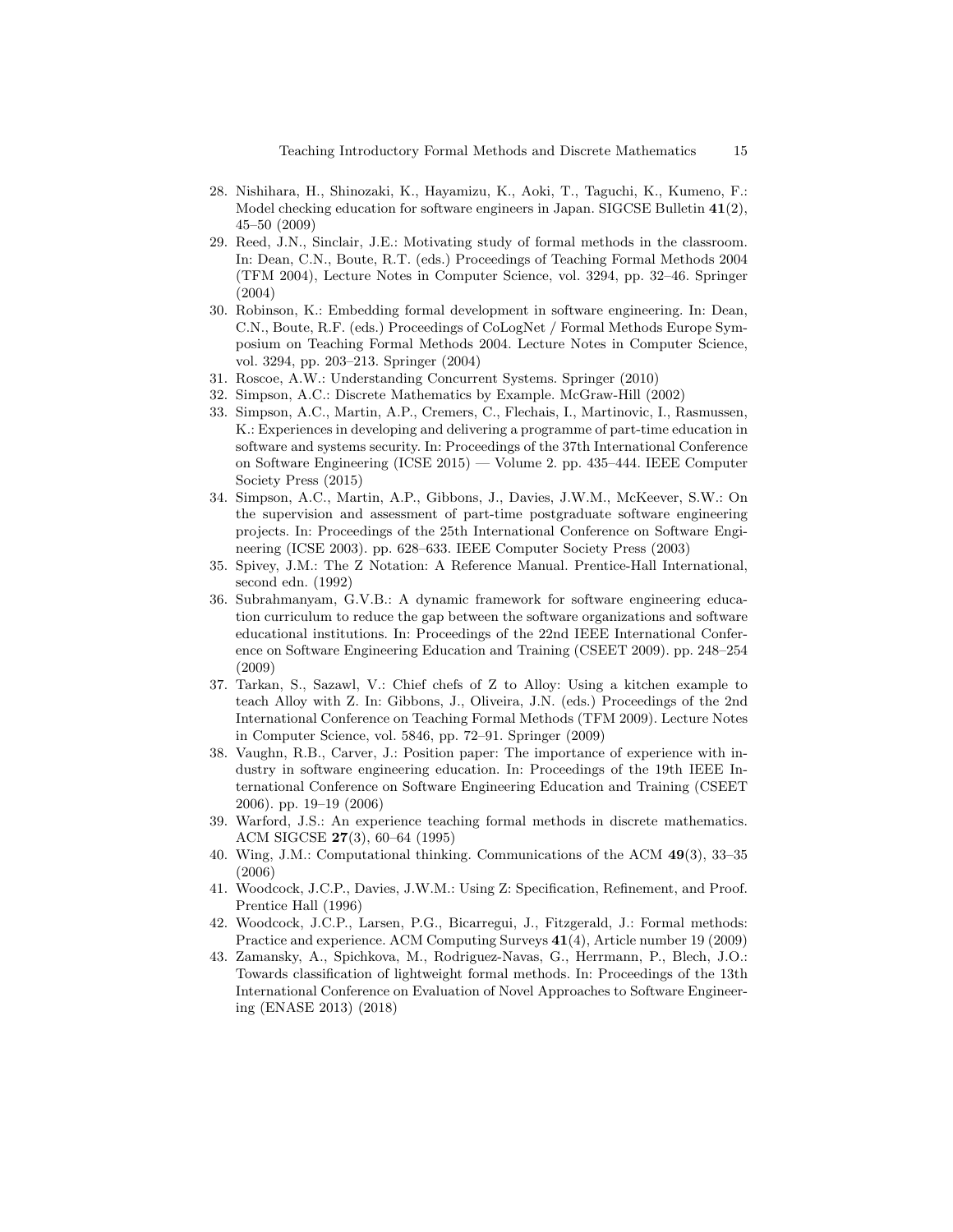28. Nishihara, H., Shinozaki, K., Hayamizu, K., Aoki, T., Taguchi, K., Kumeno, F.: Model checking education for software engineers in Japan. SIGCSE Bulletin **41**(2), 45–50 (2009)
29. Reed, J.N., Sinclair, J.E.: Motivating study of formal methods in the classroom. In: Dean, C.N., Boute, R.T. (eds.) Proceedings of Teaching Formal Methods 2004 (TFM 2004), Lecture Notes in Computer Science, vol. 3294, pp. 32–46. Springer (2004)
30. Robinson, K.: Embedding formal development in software engineering. In: Dean, C.N., Boute, R.F. (eds.) Proceedings of CoLogNet / Formal Methods Europe Symposium on Teaching Formal Methods 2004. Lecture Notes in Computer Science, vol. 3294, pp. 203–213. Springer (2004)
31. Roscoe, A.W.: Understanding Concurrent Systems. Springer (2010)
32. Simpson, A.C.: Discrete Mathematics by Example. McGraw-Hill (2002)
33. Simpson, A.C., Martin, A.P., Cremers, C., Flechais, I., Martinovic, I., Rasmussen, K.: Experiences in developing and delivering a programme of part-time education in software and systems security. In: Proceedings of the 37th International Conference on Software Engineering (ICSE 2015) — Volume 2. pp. 435–444. IEEE Computer Society Press (2015)
34. Simpson, A.C., Martin, A.P., Gibbons, J., Davies, J.W.M., McKeever, S.W.: On the supervision and assessment of part-time postgraduate software engineering projects. In: Proceedings of the 25th International Conference on Software Engineering (ICSE 2003). pp. 628–633. IEEE Computer Society Press (2003)
35. Spivey, J.M.: The Z Notation: A Reference Manual. Prentice-Hall International, second edn. (1992)
36. Subrahmanyam, G.V.B.: A dynamic framework for software engineering education curriculum to reduce the gap between the software organizations and software educational institutions. In: Proceedings of the 22nd IEEE International Conference on Software Engineering Education and Training (CSEET 2009). pp. 248–254 (2009)
37. Tarkan, S., Sazawl, V.: Chief chefs of Z to Alloy: Using a kitchen example to teach Alloy with Z. In: Gibbons, J., Oliveira, J.N. (eds.) Proceedings of the 2nd International Conference on Teaching Formal Methods (TFM 2009). Lecture Notes in Computer Science, vol. 5846, pp. 72–91. Springer (2009)
38. Vaughn, R.B., Carver, J.: Position paper: The importance of experience with industry in software engineering education. In: Proceedings of the 19th IEEE International Conference on Software Engineering Education and Training (CSEET 2006). pp. 19–19 (2006)
39. Warford, J.S.: An experience teaching formal methods in discrete mathematics. ACM SIGCSE **27**(3), 60–64 (1995)
40. Wing, J.M.: Computational thinking. Communications of the ACM **49**(3), 33–35 (2006)
41. Woodcock, J.C.P., Davies, J.W.M.: Using Z: Specification, Refinement, and Proof. Prentice Hall (1996)
42. Woodcock, J.C.P., Larsen, P.G., Bicarregui, J., Fitzgerald, J.: Formal methods: Practice and experience. ACM Computing Surveys **41**(4), Article number 19 (2009)
43. Zamansky, A., Spichkova, M., Rodriguez-Navas, G., Herrmann, P., Blech, J.O.: Towards classification of lightweight formal methods. In: Proceedings of the 13th International Conference on Evaluation of Novel Approaches to Software Engineering (ENASE 2013) (2018)